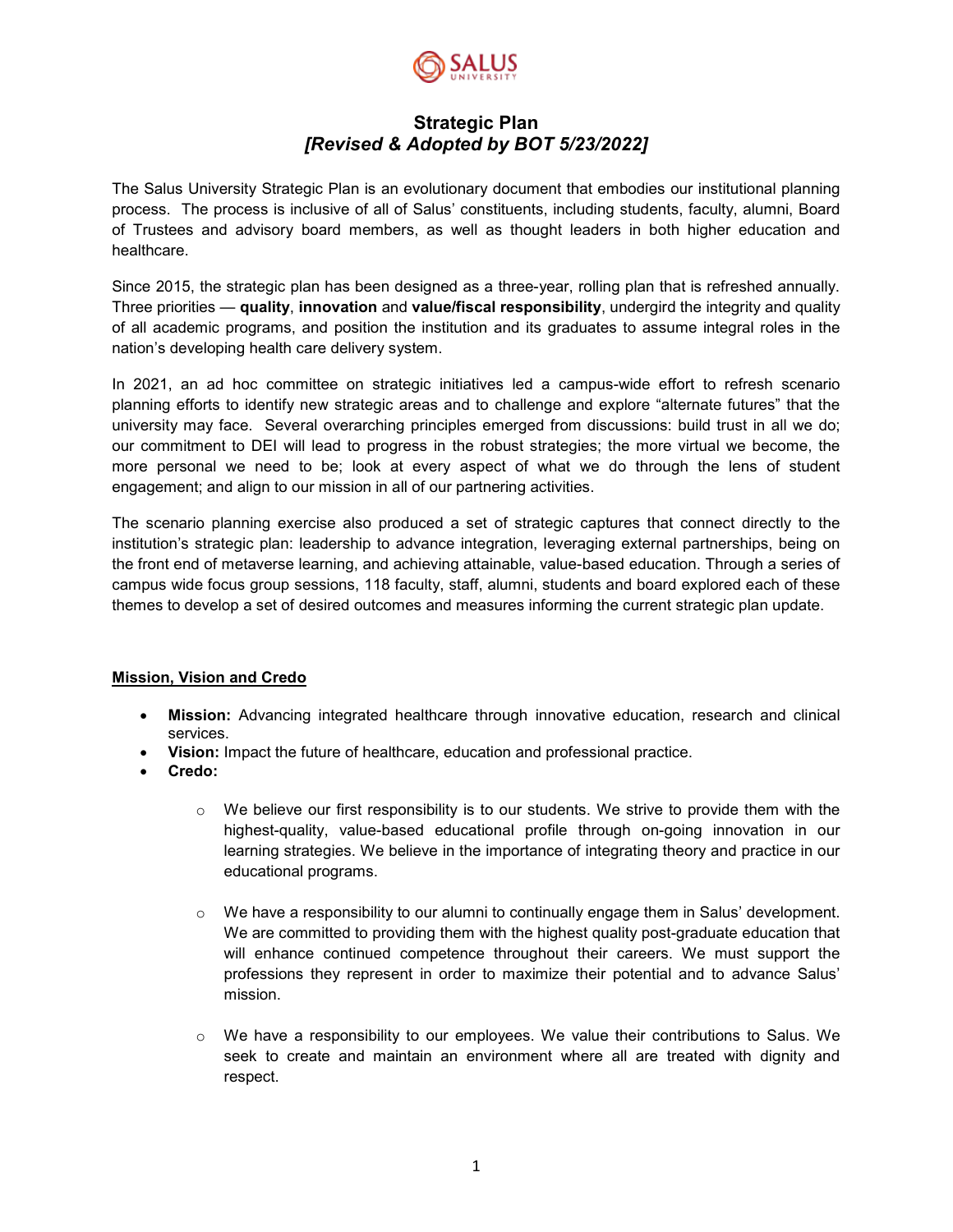# Strategic Plan
## *[Revised & Adopted by BOT 5/23/2022]*

The Salus University Strategic Plan is an evolutionary document that embodies our institutional planning process. The process is inclusive of all of Salus' constituents, including students, faculty, alumni, Board of Trustees and advisory board members, as well as thought leaders in both higher education and healthcare.

Since 2015, the strategic plan has been designed as a three-year, rolling plan that is refreshed annually. Three priorities — **quality**, **innovation** and **value/fiscal responsibility**, undergird the integrity and quality of all academic programs, and position the institution and its graduates to assume integral roles in the nation's developing health care delivery system.

In 2021, an ad hoc committee on strategic initiatives led a campus-wide effort to refresh scenario planning efforts to identify new strategic areas and to challenge and explore "alternate futures" that the university may face. Several overarching principles emerged from discussions: build trust in all we do; our commitment to DEI will lead to progress in the robust strategies; the more virtual we become, the more personal we need to be; look at every aspect of what we do through the lens of student engagement; and align to our mission in all of our partnering activities.

The scenario planning exercise also produced a set of strategic captures that connect directly to the institution's strategic plan: leadership to advance integration, leveraging external partnerships, being on the front end of metaverse learning, and achieving attainable, value-based education. Through a series of campus wide focus group sessions, 118 faculty, staff, alumni, students and board explored each of these themes to develop a set of desired outcomes and measures informing the current strategic plan update.

### Mission, Vision and Credo

- **Mission:** Advancing integrated healthcare through innovative education, research and clinical services.
- **Vision:** Impact the future of healthcare, education and professional practice.
- **Credo:**
  - We believe our first responsibility is to our students. We strive to provide them with the highest-quality, value-based educational profile through on-going innovation in our learning strategies. We believe in the importance of integrating theory and practice in our educational programs.
  - We have a responsibility to our alumni to continually engage them in Salus' development. We are committed to providing them with the highest quality post-graduate education that will enhance continued competence throughout their careers. We must support the professions they represent in order to maximize their potential and to advance Salus' mission.
  - We have a responsibility to our employees. We value their contributions to Salus. We seek to create and maintain an environment where all are treated with dignity and respect.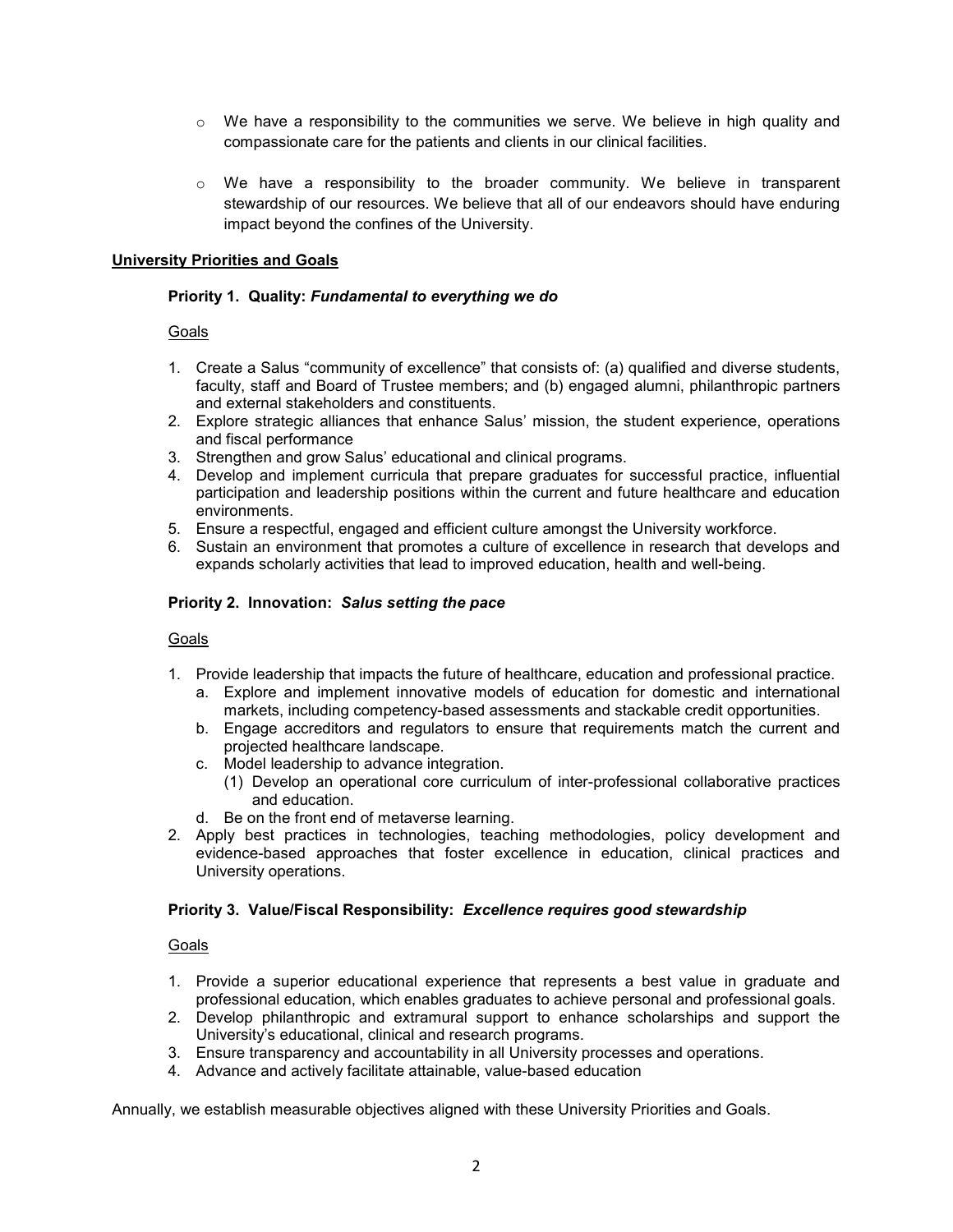- We have a responsibility to the communities we serve. We believe in high quality and compassionate care for the patients and clients in our clinical facilities.

- We have a responsibility to the broader community. We believe in transparent stewardship of our resources. We believe that all of our endeavors should have enduring impact beyond the confines of the University.

## University Priorities and Goals

### Priority 1. Quality: *Fundamental to everything we do*

Goals

1. Create a Salus "community of excellence" that consists of: (a) qualified and diverse students, faculty, staff and Board of Trustee members; and (b) engaged alumni, philanthropic partners and external stakeholders and constituents.
2. Explore strategic alliances that enhance Salus' mission, the student experience, operations and fiscal performance
3. Strengthen and grow Salus' educational and clinical programs.
4. Develop and implement curricula that prepare graduates for successful practice, influential participation and leadership positions within the current and future healthcare and education environments.
5. Ensure a respectful, engaged and efficient culture amongst the University workforce.
6. Sustain an environment that promotes a culture of excellence in research that develops and expands scholarly activities that lead to improved education, health and well-being.

### Priority 2. Innovation: *Salus setting the pace*

Goals

1. Provide leadership that impacts the future of healthcare, education and professional practice.
   a. Explore and implement innovative models of education for domestic and international markets, including competency-based assessments and stackable credit opportunities.
   b. Engage accreditors and regulators to ensure that requirements match the current and projected healthcare landscape.
   c. Model leadership to advance integration.
      (1) Develop an operational core curriculum of inter-professional collaborative practices and education.
   d. Be on the front end of metaverse learning.
2. Apply best practices in technologies, teaching methodologies, policy development and evidence-based approaches that foster excellence in education, clinical practices and University operations.

### Priority 3. Value/Fiscal Responsibility: *Excellence requires good stewardship*

Goals

1. Provide a superior educational experience that represents a best value in graduate and professional education, which enables graduates to achieve personal and professional goals.
2. Develop philanthropic and extramural support to enhance scholarships and support the University's educational, clinical and research programs.
3. Ensure transparency and accountability in all University processes and operations.
4. Advance and actively facilitate attainable, value-based education

Annually, we establish measurable objectives aligned with these University Priorities and Goals.